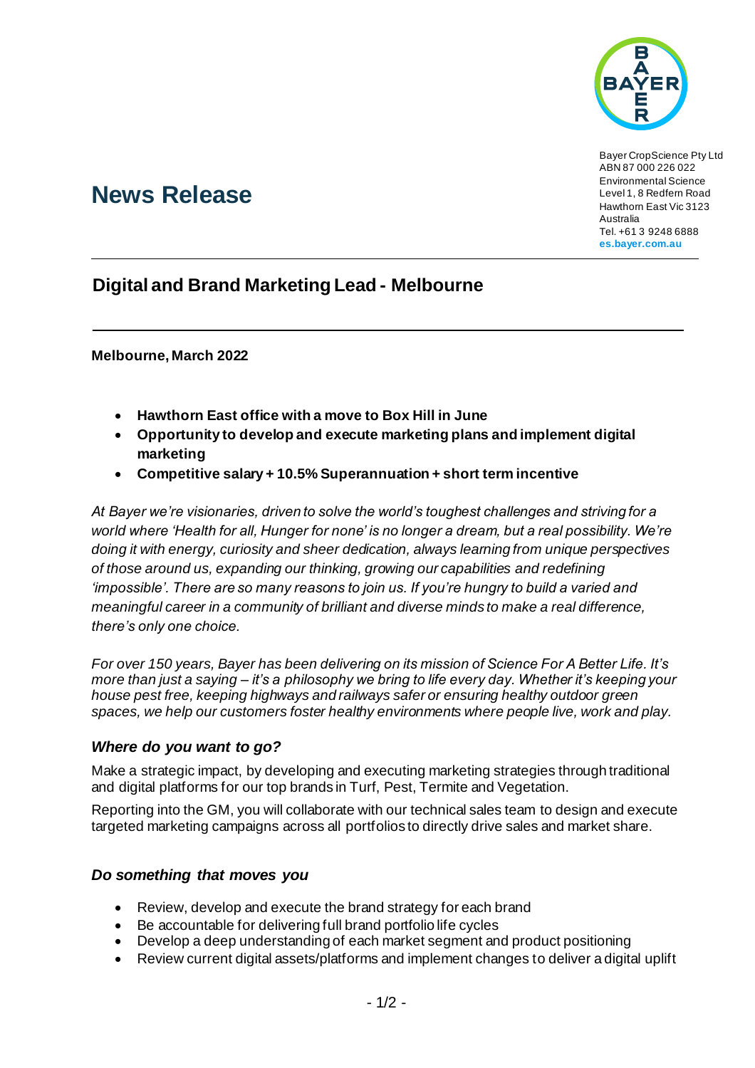Bayer CropScience Pty Ltd
ABN 87 000 226 022
Environmental Science
Level 1, 8 Redfern Road
Hawthorn East Vic 3123
Australia
Tel. +61 3 9248 6888
**es.bayer.com.au**

# News Release

## Digital and Brand Marketing Lead - Melbourne

**Melbourne, March 2022**

- **Hawthorn East office with a move to Box Hill in June**
- **Opportunity to develop and execute marketing plans and implement digital marketing**
- **Competitive salary + 10.5% Superannuation + short term incentive**

*At Bayer we're visionaries, driven to solve the world's toughest challenges and striving for a world where 'Health for all, Hunger for none' is no longer a dream, but a real possibility. We're doing it with energy, curiosity and sheer dedication, always learning from unique perspectives of those around us, expanding our thinking, growing our capabilities and redefining 'impossible'. There are so many reasons to join us. If you're hungry to build a varied and meaningful career in a community of brilliant and diverse minds to make a real difference, there's only one choice.*

*For over 150 years, Bayer has been delivering on its mission of Science For A Better Life. It's more than just a saying – it's a philosophy we bring to life every day. Whether it's keeping your house pest free, keeping highways and railways safer or ensuring healthy outdoor green spaces, we help our customers foster healthy environments where people live, work and play.*

### *Where do you want to go?*

Make a strategic impact, by developing and executing marketing strategies through traditional and digital platforms for our top brands in Turf, Pest, Termite and Vegetation.

Reporting into the GM, you will collaborate with our technical sales team to design and execute targeted marketing campaigns across all portfolios to directly drive sales and market share.

### *Do something that moves you*

- Review, develop and execute the brand strategy for each brand
- Be accountable for delivering full brand portfolio life cycles
- Develop a deep understanding of each market segment and product positioning
- Review current digital assets/platforms and implement changes to deliver a digital uplift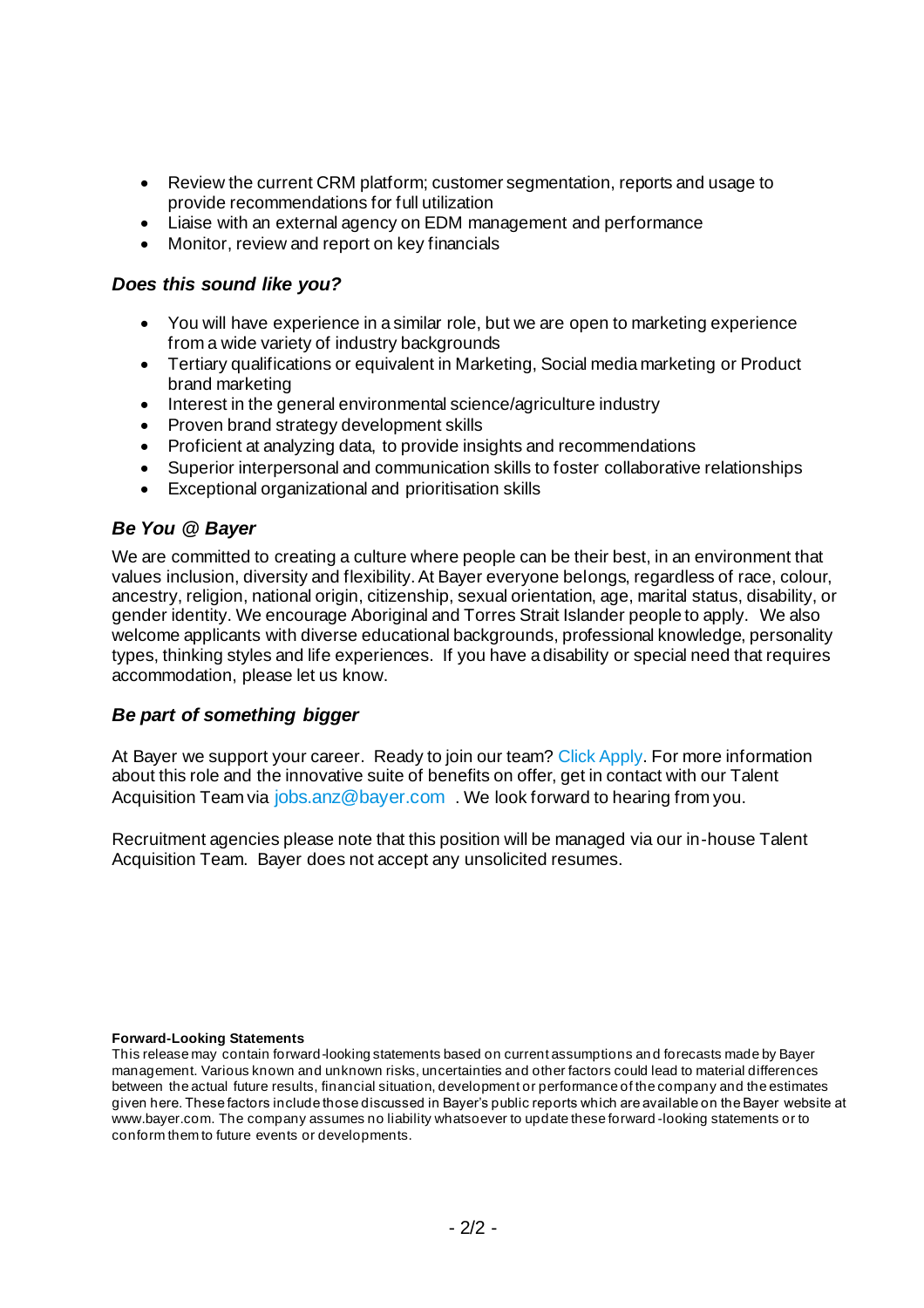- Review the current CRM platform; customer segmentation, reports and usage to provide recommendations for full utilization
- Liaise with an external agency on EDM management and performance
- Monitor, review and report on key financials

### *Does this sound like you?*

- You will have experience in a similar role, but we are open to marketing experience from a wide variety of industry backgrounds
- Tertiary qualifications or equivalent in Marketing, Social media marketing or Product brand marketing
- Interest in the general environmental science/agriculture industry
- Proven brand strategy development skills
- Proficient at analyzing data, to provide insights and recommendations
- Superior interpersonal and communication skills to foster collaborative relationships
- Exceptional organizational and prioritisation skills

### *Be You @ Bayer*

We are committed to creating a culture where people can be their best, in an environment that values inclusion, diversity and flexibility. At Bayer everyone belongs, regardless of race, colour, ancestry, religion, national origin, citizenship, sexual orientation, age, marital status, disability, or gender identity. We encourage Aboriginal and Torres Strait Islander people to apply. We also welcome applicants with diverse educational backgrounds, professional knowledge, personality types, thinking styles and life experiences. If you have a disability or special need that requires accommodation, please let us know.

### *Be part of something bigger*

At Bayer we support your career. Ready to join our team? Click Apply. For more information about this role and the innovative suite of benefits on offer, get in contact with our Talent Acquisition Team via jobs.anz@bayer.com . We look forward to hearing from you.

Recruitment agencies please note that this position will be managed via our in-house Talent Acquisition Team. Bayer does not accept any unsolicited resumes.

**Forward-Looking Statements**

This release may contain forward-looking statements based on current assumptions and forecasts made by Bayer management. Various known and unknown risks, uncertainties and other factors could lead to material differences between the actual future results, financial situation, development or performance of the company and the estimates given here. These factors include those discussed in Bayer's public reports which are available on the Bayer website at www.bayer.com. The company assumes no liability whatsoever to update these forward-looking statements or to conform them to future events or developments.